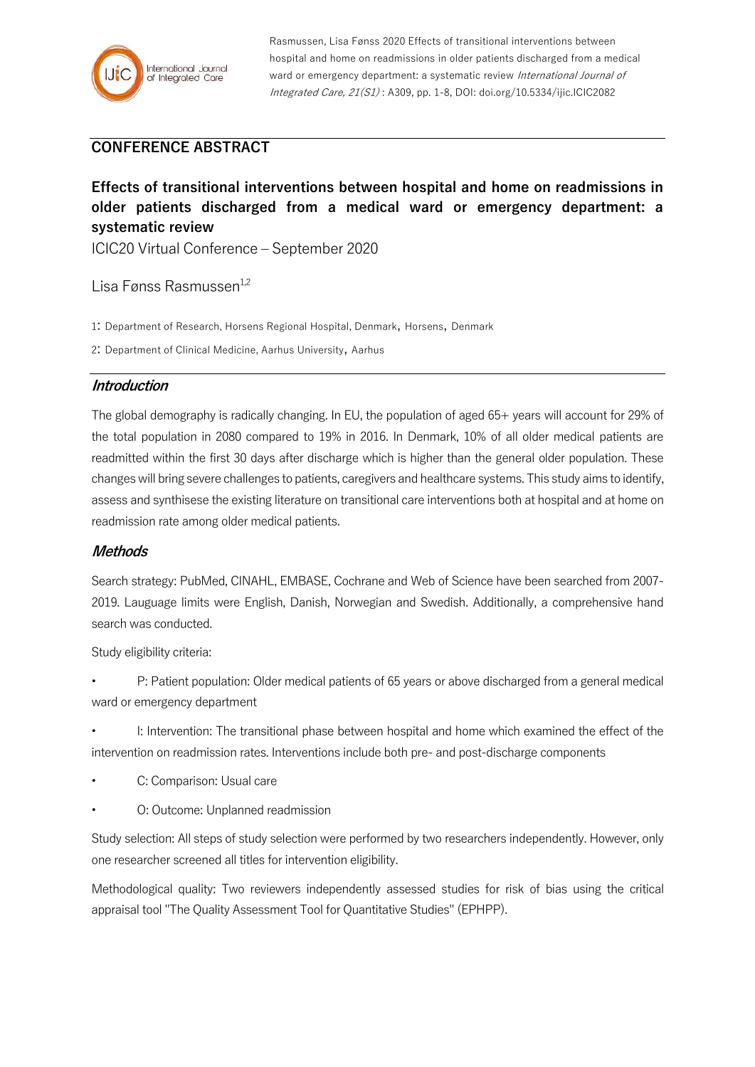Rasmussen, Lisa Fønss 2020 Effects of transitional interventions between hospital and home on readmissions in older patients discharged from a medical ward or emergency department: a systematic review *International Journal of Integrated Care, 21(S1)* : A309, pp. 1-8, DOI: doi.org/10.5334/ijic.ICIC2082

## CONFERENCE ABSTRACT

# Effects of transitional interventions between hospital and home on readmissions in older patients discharged from a medical ward or emergency department: a systematic review

ICIC20 Virtual Conference – September 2020

Lisa Fønss Rasmussen[1,2]

1: Department of Research, Horsens Regional Hospital, Denmark, Horsens, Denmark

2: Department of Clinical Medicine, Aarhus University, Aarhus

### *Introduction*

The global demography is radically changing. In EU, the population of aged 65+ years will account for 29% of the total population in 2080 compared to 19% in 2016. In Denmark, 10% of all older medical patients are readmitted within the first 30 days after discharge which is higher than the general older population. These changes will bring severe challenges to patients, caregivers and healthcare systems. This study aims to identify, assess and synthisese the existing literature on transitional care interventions both at hospital and at home on readmission rate among older medical patients.

### *Methods*

Search strategy: PubMed, CINAHL, EMBASE, Cochrane and Web of Science have been searched from 2007-2019. Lauguage limits were English, Danish, Norwegian and Swedish. Additionally, a comprehensive hand search was conducted.

Study eligibility criteria:

- P: Patient population: Older medical patients of 65 years or above discharged from a general medical ward or emergency department
- I: Intervention: The transitional phase between hospital and home which examined the effect of the intervention on readmission rates. Interventions include both pre- and post-discharge components
- C: Comparison: Usual care
- O: Outcome: Unplanned readmission

Study selection: All steps of study selection were performed by two researchers independently. However, only one researcher screened all titles for intervention eligibility.

Methodological quality: Two reviewers independently assessed studies for risk of bias using the critical appraisal tool "The Quality Assessment Tool for Quantitative Studies" (EPHPP).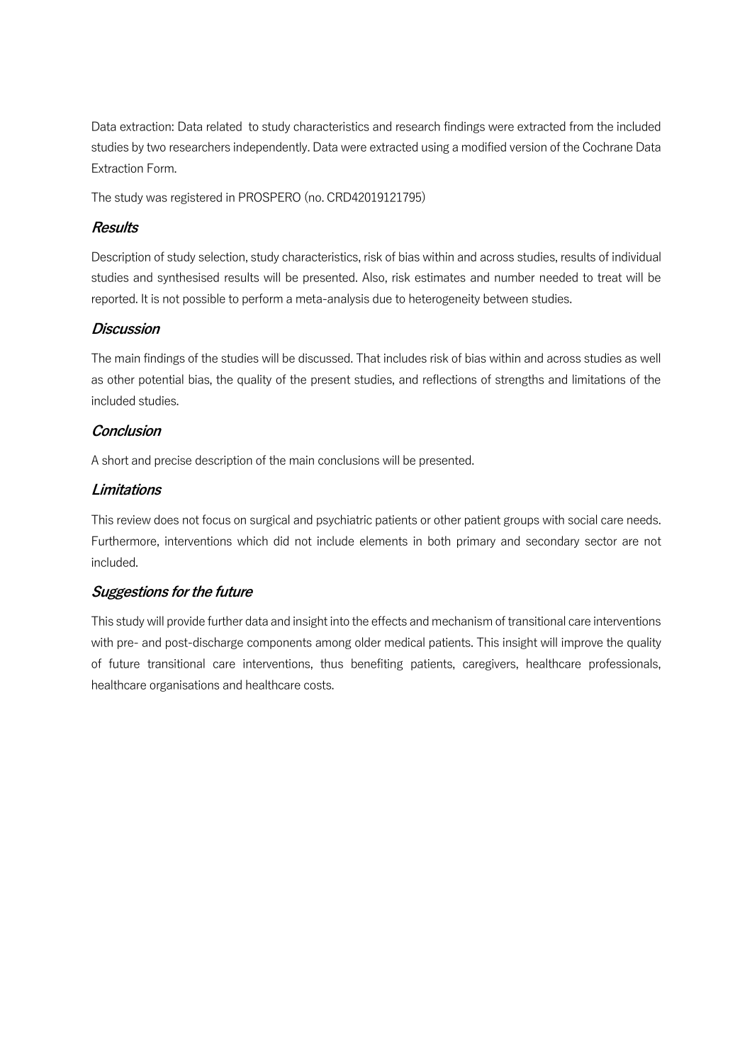Data extraction: Data related to study characteristics and research findings were extracted from the included studies by two researchers independently. Data were extracted using a modified version of the Cochrane Data Extraction Form.

The study was registered in PROSPERO (no. CRD42019121795)

## *Results*

Description of study selection, study characteristics, risk of bias within and across studies, results of individual studies and synthesised results will be presented. Also, risk estimates and number needed to treat will be reported. It is not possible to perform a meta-analysis due to heterogeneity between studies.

## *Discussion*

The main findings of the studies will be discussed. That includes risk of bias within and across studies as well as other potential bias, the quality of the present studies, and reflections of strengths and limitations of the included studies.

## *Conclusion*

A short and precise description of the main conclusions will be presented.

## *Limitations*

This review does not focus on surgical and psychiatric patients or other patient groups with social care needs. Furthermore, interventions which did not include elements in both primary and secondary sector are not included.

## *Suggestions for the future*

This study will provide further data and insight into the effects and mechanism of transitional care interventions with pre- and post-discharge components among older medical patients. This insight will improve the quality of future transitional care interventions, thus benefiting patients, caregivers, healthcare professionals, healthcare organisations and healthcare costs.